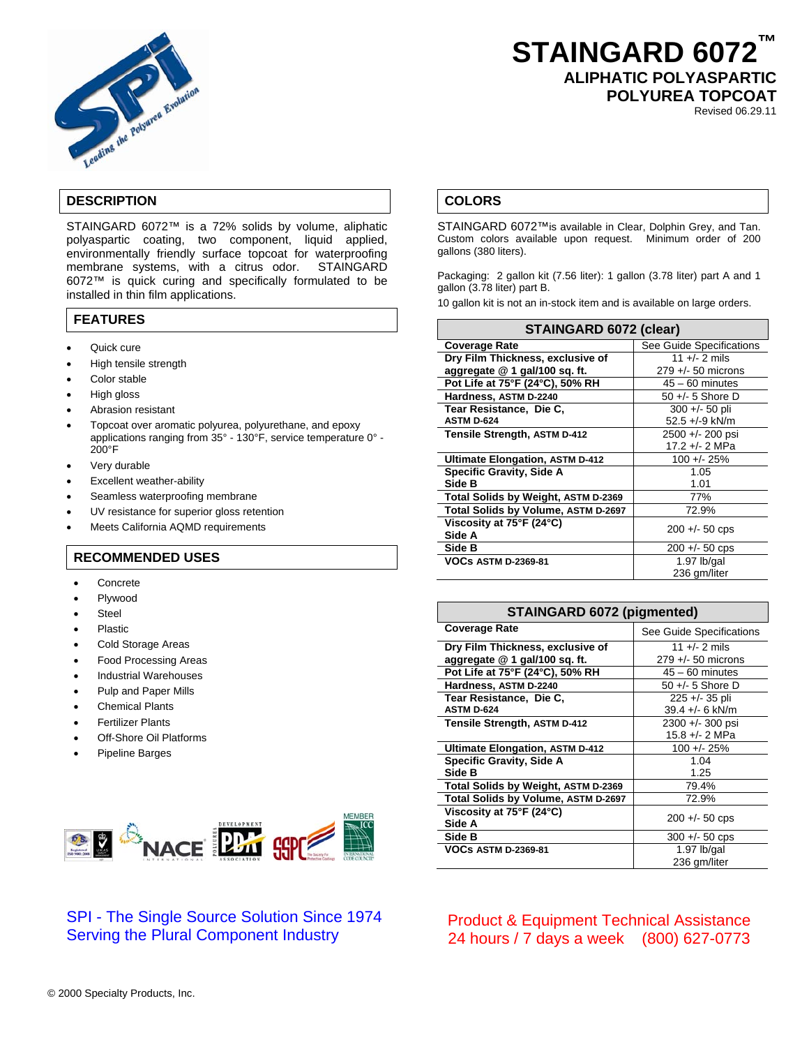# STAINGARD 6072™

## ALIPHATIC POLYASPARTIC POLYUREA TOPCOAT

Revised 06.29.11

## DESCRIPTION

STAINGARD 6072™ is a 72% solids by volume, aliphatic polyaspartic coating, two component, liquid applied, environmentally friendly surface topcoat for waterproofing membrane systems, with a citrus odor. STAINGARD 6072™ is quick curing and specifically formulated to be installed in thin film applications.

## FEATURES

- Quick cure
- High tensile strength
- Color stable
- High gloss
- Abrasion resistant
- Topcoat over aromatic polyurea, polyurethane, and epoxy applications ranging from 35° - 130°F, service temperature 0° - 200°F
- Very durable
- Excellent weather-ability
- Seamless waterproofing membrane
- UV resistance for superior gloss retention
- Meets California AQMD requirements

## RECOMMENDED USES

- Concrete
- Plywood
- Steel
- Plastic
- Cold Storage Areas
- Food Processing Areas
- Industrial Warehouses
- Pulp and Paper Mills
- Chemical Plants
- Fertilizer Plants
- Off-Shore Oil Platforms
- Pipeline Barges

## COLORS

STAINGARD 6072™is available in Clear, Dolphin Grey, and Tan. Custom colors available upon request. Minimum order of 200 gallons (380 liters).

Packaging: 2 gallon kit (7.56 liter): 1 gallon (3.78 liter) part A and 1 gallon (3.78 liter) part B.

10 gallon kit is not an in-stock item and is available on large orders.

| STAINGARD 6072 (clear) | |
|---|---|
| **Coverage Rate** | See Guide Specifications |
| **Dry Film Thickness, exclusive of aggregate @ 1 gal/100 sq. ft.** | 11 +/- 2 mils<br>279 +/- 50 microns |
| **Pot Life at 75°F (24°C), 50% RH** | 45 – 60 minutes |
| **Hardness, ASTM D-2240** | 50 +/- 5 Shore D |
| **Tear Resistance, Die C, ASTM D-624** | 300 +/- 50 pli<br>52.5 +/-9 kN/m |
| **Tensile Strength, ASTM D-412** | 2500 +/- 200 psi<br>17.2 +/- 2 MPa |
| **Ultimate Elongation, ASTM D-412** | 100 +/- 25% |
| **Specific Gravity, Side A** | 1.05 |
| **Side B** | 1.01 |
| **Total Solids by Weight, ASTM D-2369** | 77% |
| **Total Solids by Volume, ASTM D-2697** | 72.9% |
| **Viscosity at 75°F (24°C) Side A** | 200 +/- 50 cps |
| **Side B** | 200 +/- 50 cps |
| **VOCs ASTM D-2369-81** | 1.97 lb/gal<br>236 gm/liter |

| STAINGARD 6072 (pigmented) | |
|---|---|
| **Coverage Rate** | See Guide Specifications |
| **Dry Film Thickness, exclusive of aggregate @ 1 gal/100 sq. ft.** | 11 +/- 2 mils<br>279 +/- 50 microns |
| **Pot Life at 75°F (24°C), 50% RH** | 45 – 60 minutes |
| **Hardness, ASTM D-2240** | 50 +/- 5 Shore D |
| **Tear Resistance, Die C, ASTM D-624** | 225 +/- 35 pli<br>39.4 +/- 6 kN/m |
| **Tensile Strength, ASTM D-412** | 2300 +/- 300 psi<br>15.8 +/- 2 MPa |
| **Ultimate Elongation, ASTM D-412** | 100 +/- 25% |
| **Specific Gravity, Side A** | 1.04 |
| **Side B** | 1.25 |
| **Total Solids by Weight, ASTM D-2369** | 79.4% |
| **Total Solids by Volume, ASTM D-2697** | 72.9% |
| **Viscosity at 75°F (24°C) Side A** | 200 +/- 50 cps |
| **Side B** | 300 +/- 50 cps |
| **VOCs ASTM D-2369-81** | 1.97 lb/gal<br>236 gm/liter |

SPI - The Single Source Solution Since 1974
Serving the Plural Component Industry

Product & Equipment Technical Assistance
24 hours / 7 days a week (800) 627-0773

© 2000 Specialty Products, Inc.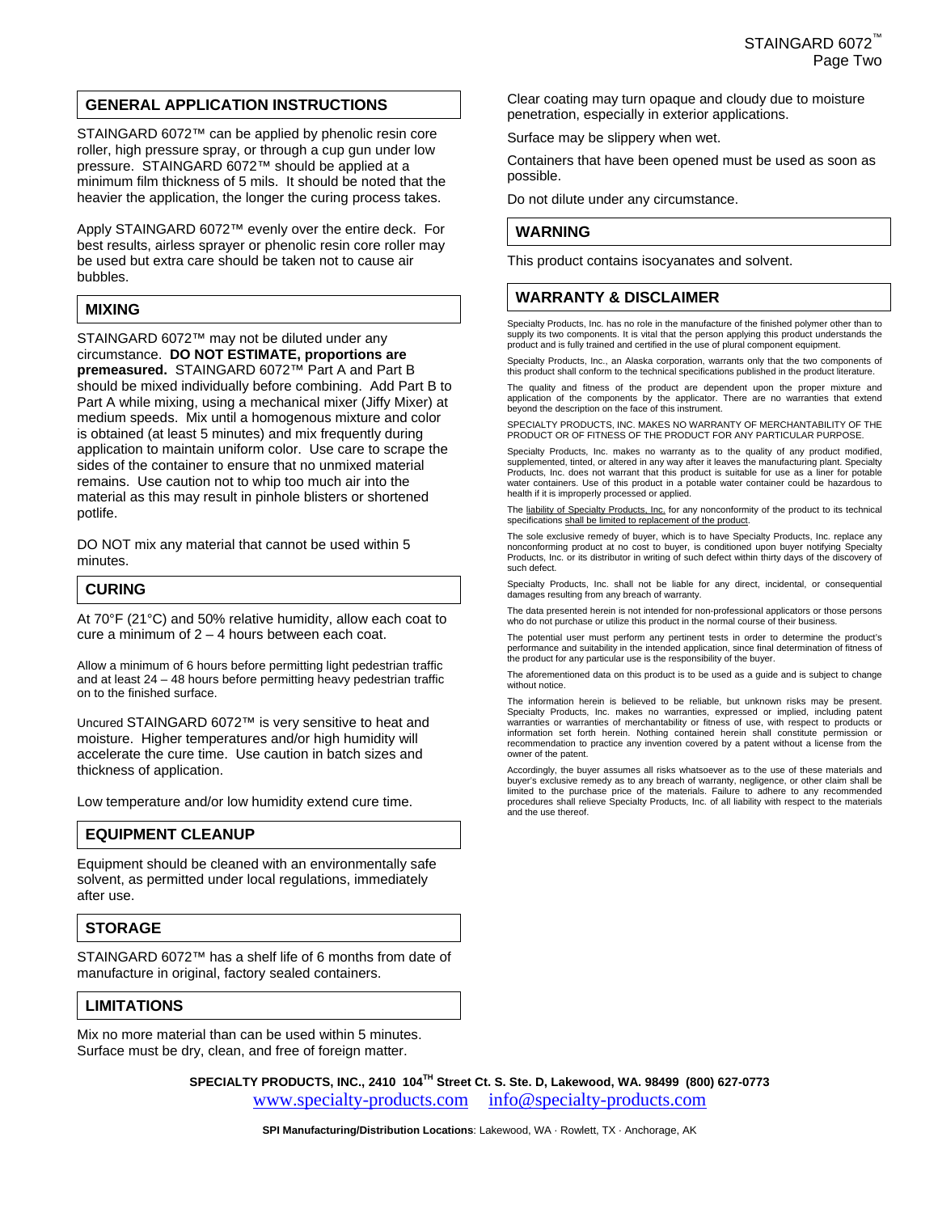## GENERAL APPLICATION INSTRUCTIONS

STAINGARD 6072™ can be applied by phenolic resin core roller, high pressure spray, or through a cup gun under low pressure. STAINGARD 6072™ should be applied at a minimum film thickness of 5 mils. It should be noted that the heavier the application, the longer the curing process takes.

Apply STAINGARD 6072™ evenly over the entire deck. For best results, airless sprayer or phenolic resin core roller may be used but extra care should be taken not to cause air bubbles.

## MIXING

STAINGARD 6072™ may not be diluted under any circumstance. **DO NOT ESTIMATE, proportions are premeasured.** STAINGARD 6072™ Part A and Part B should be mixed individually before combining. Add Part B to Part A while mixing, using a mechanical mixer (Jiffy Mixer) at medium speeds. Mix until a homogenous mixture and color is obtained (at least 5 minutes) and mix frequently during application to maintain uniform color. Use care to scrape the sides of the container to ensure that no unmixed material remains. Use caution not to whip too much air into the material as this may result in pinhole blisters or shortened potlife.

DO NOT mix any material that cannot be used within 5 minutes.

## CURING

At 70°F (21°C) and 50% relative humidity, allow each coat to cure a minimum of 2 – 4 hours between each coat.

Allow a minimum of 6 hours before permitting light pedestrian traffic and at least 24 – 48 hours before permitting heavy pedestrian traffic on to the finished surface.

Uncured STAINGARD 6072™ is very sensitive to heat and moisture. Higher temperatures and/or high humidity will accelerate the cure time. Use caution in batch sizes and thickness of application.

Low temperature and/or low humidity extend cure time.

## EQUIPMENT CLEANUP

Equipment should be cleaned with an environmentally safe solvent, as permitted under local regulations, immediately after use.

## STORAGE

STAINGARD 6072™ has a shelf life of 6 months from date of manufacture in original, factory sealed containers.

## LIMITATIONS

Mix no more material than can be used within 5 minutes.

Surface must be dry, clean, and free of foreign matter.

Clear coating may turn opaque and cloudy due to moisture penetration, especially in exterior applications.

Surface may be slippery when wet.

Containers that have been opened must be used as soon as possible.

Do not dilute under any circumstance.

## WARNING

This product contains isocyanates and solvent.

## WARRANTY & DISCLAIMER

Specialty Products, Inc. has no role in the manufacture of the finished polymer other than to supply its two components. It is vital that the person applying this product understands the product and is fully trained and certified in the use of plural component equipment.

Specialty Products, Inc., an Alaska corporation, warrants only that the two components of this product shall conform to the technical specifications published in the product literature.

The quality and fitness of the product are dependent upon the proper mixture and application of the components by the applicator. There are no warranties that extend beyond the description on the face of this instrument.

SPECIALTY PRODUCTS, INC. MAKES NO WARRANTY OF MERCHANTABILITY OF THE PRODUCT OR OF FITNESS OF THE PRODUCT FOR ANY PARTICULAR PURPOSE.

Specialty Products, Inc. makes no warranty as to the quality of any product modified, supplemented, tinted, or altered in any way after it leaves the manufacturing plant. Specialty Products, Inc. does not warrant that this product is suitable for use as a liner for potable water containers. Use of this product in a potable water container could be hazardous to health if it is improperly processed or applied.

The liability of Specialty Products, Inc. for any nonconformity of the product to its technical specifications shall be limited to replacement of the product.

The sole exclusive remedy of buyer, which is to have Specialty Products, Inc. replace any nonconforming product at no cost to buyer, is conditioned upon buyer notifying Specialty Products, Inc. or its distributor in writing of such defect within thirty days of the discovery of such defect.

Specialty Products, Inc. shall not be liable for any direct, incidental, or consequential damages resulting from any breach of warranty.

The data presented herein is not intended for non-professional applicators or those persons who do not purchase or utilize this product in the normal course of their business.

The potential user must perform any pertinent tests in order to determine the product's performance and suitability in the intended application, since final determination of fitness of the product for any particular use is the responsibility of the buyer.

The aforementioned data on this product is to be used as a guide and is subject to change without notice.

The information herein is believed to be reliable, but unknown risks may be present. Specialty Products, Inc. makes no warranties, expressed or implied, including patent warranties or warranties of merchantability or fitness of use, with respect to products or information set forth herein. Nothing contained herein shall constitute permission or recommendation to practice any invention covered by a patent without a license from the owner of the patent.

Accordingly, the buyer assumes all risks whatsoever as to the use of these materials and buyer's exclusive remedy as to any breach of warranty, negligence, or other claim shall be limited to the purchase price of the materials. Failure to adhere to any recommended procedures shall relieve Specialty Products, Inc. of all liability with respect to the materials and the use thereof.

**SPECIALTY PRODUCTS, INC., 2410 104TH Street Ct. S. Ste. D, Lakewood, WA. 98499 (800) 627-0773**

www.specialty-products.com info@specialty-products.com

**SPI Manufacturing/Distribution Locations**: Lakewood, WA · Rowlett, TX · Anchorage, AK